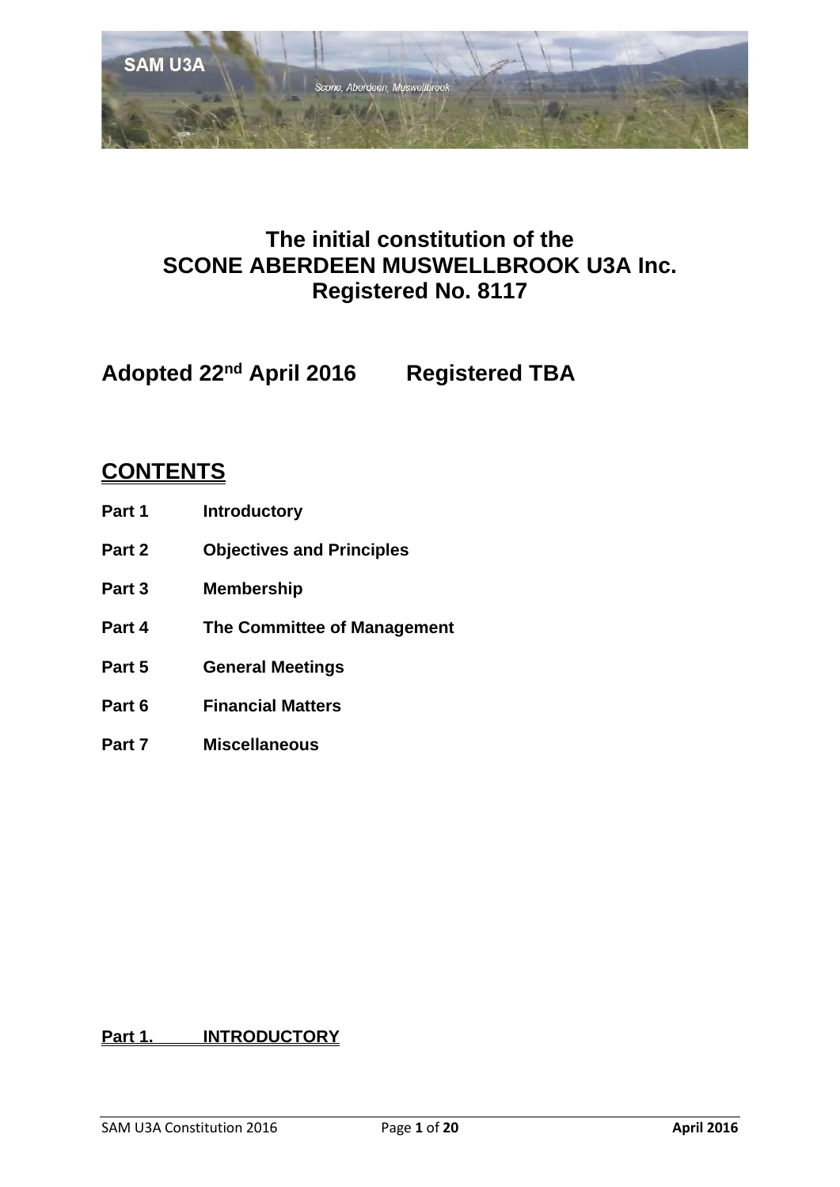SAM U3A

Scone, Aberdeen, Muswellbrook

# The initial constitution of the SCONE ABERDEEN MUSWELLBROOK U3A Inc. Registered No. 8117

## Adopted 22nd April 2016 Registered TBA

## CONTENTS

**Part 1 Introductory**

**Part 2 Objectives and Principles**

**Part 3 Membership**

**Part 4 The Committee of Management**

**Part 5 General Meetings**

**Part 6 Financial Matters**

**Part 7 Miscellaneous**

## Part 1. INTRODUCTORY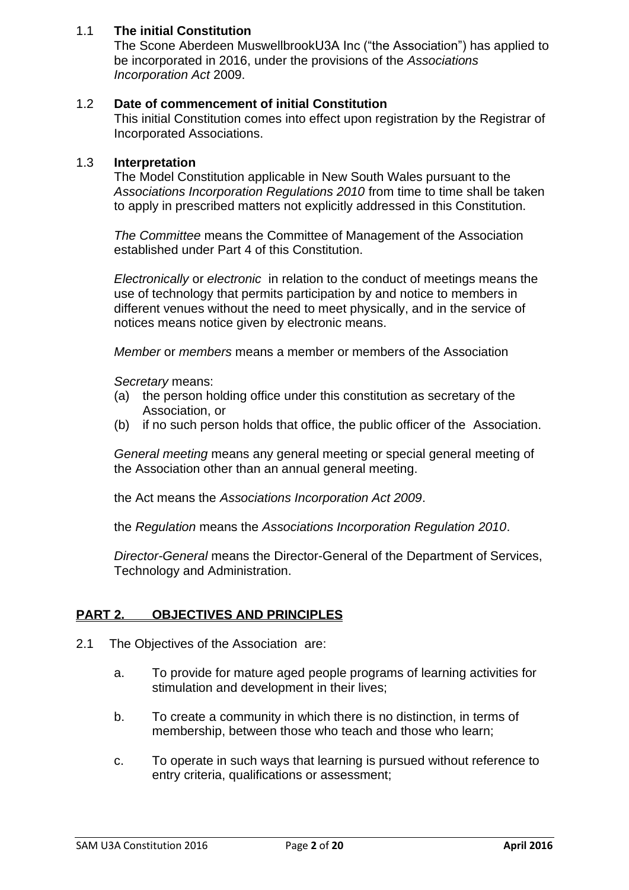1.1 **The initial Constitution**
The Scone Aberdeen MuswellbrookU3A Inc ("the Association") has applied to be incorporated in 2016, under the provisions of the *Associations Incorporation Act* 2009.

1.2 **Date of commencement of initial Constitution**
This initial Constitution comes into effect upon registration by the Registrar of Incorporated Associations.

1.3 **Interpretation**
The Model Constitution applicable in New South Wales pursuant to the *Associations Incorporation Regulations 2010* from time to time shall be taken to apply in prescribed matters not explicitly addressed in this Constitution.

*The Committee* means the Committee of Management of the Association established under Part 4 of this Constitution.

*Electronically* or *electronic* in relation to the conduct of meetings means the use of technology that permits participation by and notice to members in different venues without the need to meet physically, and in the service of notices means notice given by electronic means.

*Member* or *members* means a member or members of the Association

*Secretary* means:
(a) the person holding office under this constitution as secretary of the Association, or
(b) if no such person holds that office, the public officer of the Association.

*General meeting* means any general meeting or special general meeting of the Association other than an annual general meeting.

the Act means the *Associations Incorporation Act 2009*.

the *Regulation* means the *Associations Incorporation Regulation 2010*.

*Director-General* means the Director-General of the Department of Services, Technology and Administration.

## PART 2. OBJECTIVES AND PRINCIPLES

2.1 The Objectives of the Association are:

a. To provide for mature aged people programs of learning activities for stimulation and development in their lives;

b. To create a community in which there is no distinction, in terms of membership, between those who teach and those who learn;

c. To operate in such ways that learning is pursued without reference to entry criteria, qualifications or assessment;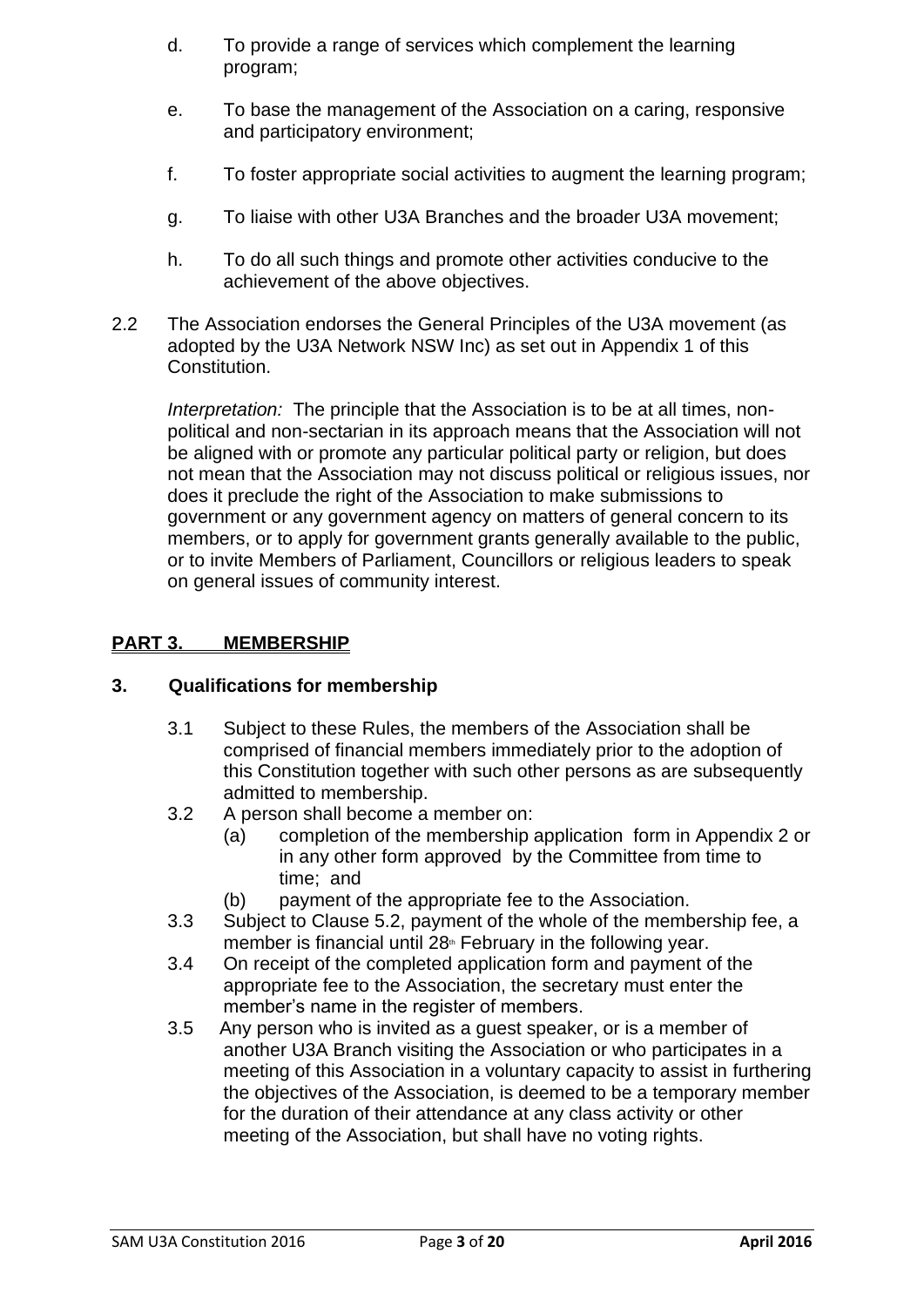d. To provide a range of services which complement the learning program;

e. To base the management of the Association on a caring, responsive and participatory environment;

f. To foster appropriate social activities to augment the learning program;

g. To liaise with other U3A Branches and the broader U3A movement;

h. To do all such things and promote other activities conducive to the achievement of the above objectives.

2.2 The Association endorses the General Principles of the U3A movement (as adopted by the U3A Network NSW Inc) as set out in Appendix 1 of this Constitution.

*Interpretation:* The principle that the Association is to be at all times, non-political and non-sectarian in its approach means that the Association will not be aligned with or promote any particular political party or religion, but does not mean that the Association may not discuss political or religious issues, nor does it preclude the right of the Association to make submissions to government or any government agency on matters of general concern to its members, or to apply for government grants generally available to the public, or to invite Members of Parliament, Councillors or religious leaders to speak on general issues of community interest.

## PART 3. MEMBERSHIP

### 3. Qualifications for membership

3.1 Subject to these Rules, the members of the Association shall be comprised of financial members immediately prior to the adoption of this Constitution together with such other persons as are subsequently admitted to membership.

3.2 A person shall become a member on:

- (a) completion of the membership application form in Appendix 2 or in any other form approved by the Committee from time to time; and
- (b) payment of the appropriate fee to the Association.

3.3 Subject to Clause 5.2, payment of the whole of the membership fee, a member is financial until 28th February in the following year.

3.4 On receipt of the completed application form and payment of the appropriate fee to the Association, the secretary must enter the member's name in the register of members.

3.5 Any person who is invited as a guest speaker, or is a member of another U3A Branch visiting the Association or who participates in a meeting of this Association in a voluntary capacity to assist in furthering the objectives of the Association, is deemed to be a temporary member for the duration of their attendance at any class activity or other meeting of the Association, but shall have no voting rights.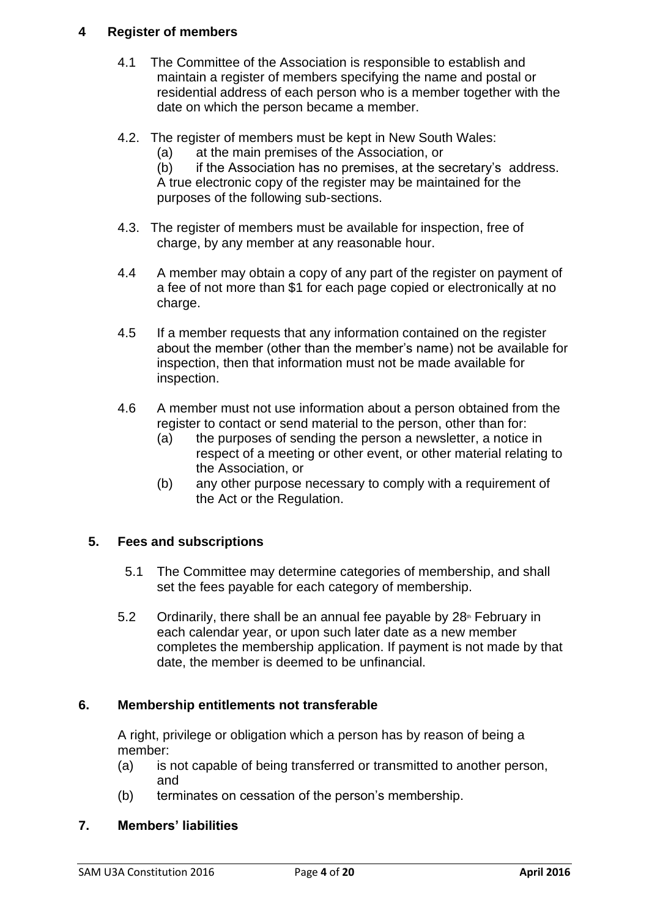## 4 Register of members

4.1 The Committee of the Association is responsible to establish and maintain a register of members specifying the name and postal or residential address of each person who is a member together with the date on which the person became a member.

4.2. The register of members must be kept in New South Wales:

(a) at the main premises of the Association, or

(b) if the Association has no premises, at the secretary's address.

A true electronic copy of the register may be maintained for the purposes of the following sub-sections.

4.3. The register of members must be available for inspection, free of charge, by any member at any reasonable hour.

4.4 A member may obtain a copy of any part of the register on payment of a fee of not more than $1 for each page copied or electronically at no charge.

4.5 If a member requests that any information contained on the register about the member (other than the member's name) not be available for inspection, then that information must not be made available for inspection.

4.6 A member must not use information about a person obtained from the register to contact or send material to the person, other than for:

(a) the purposes of sending the person a newsletter, a notice in respect of a meeting or other event, or other material relating to the Association, or

(b) any other purpose necessary to comply with a requirement of the Act or the Regulation.

## 5. Fees and subscriptions

5.1 The Committee may determine categories of membership, and shall set the fees payable for each category of membership.

5.2 Ordinarily, there shall be an annual fee payable by 28th February in each calendar year, or upon such later date as a new member completes the membership application. If payment is not made by that date, the member is deemed to be unfinancial.

## 6. Membership entitlements not transferable

A right, privilege or obligation which a person has by reason of being a member:

(a) is not capable of being transferred or transmitted to another person, and

(b) terminates on cessation of the person's membership.

## 7. Members' liabilities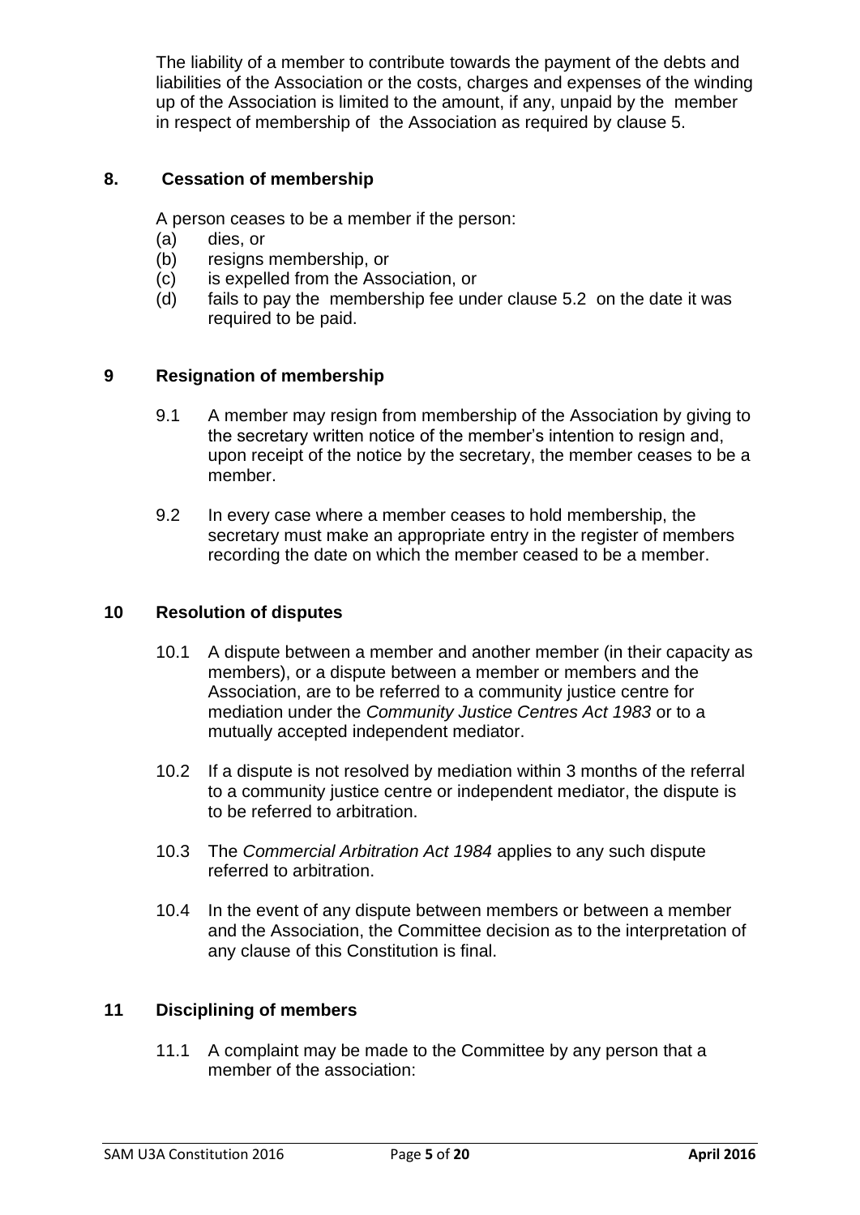The liability of a member to contribute towards the payment of the debts and liabilities of the Association or the costs, charges and expenses of the winding up of the Association is limited to the amount, if any, unpaid by the member in respect of membership of the Association as required by clause 5.

## 8. Cessation of membership

A person ceases to be a member if the person:

(a) dies, or
(b) resigns membership, or
(c) is expelled from the Association, or
(d) fails to pay the membership fee under clause 5.2 on the date it was required to be paid.

## 9 Resignation of membership

9.1 A member may resign from membership of the Association by giving to the secretary written notice of the member's intention to resign and, upon receipt of the notice by the secretary, the member ceases to be a member.

9.2 In every case where a member ceases to hold membership, the secretary must make an appropriate entry in the register of members recording the date on which the member ceased to be a member.

## 10 Resolution of disputes

10.1 A dispute between a member and another member (in their capacity as members), or a dispute between a member or members and the Association, are to be referred to a community justice centre for mediation under the *Community Justice Centres Act 1983* or to a mutually accepted independent mediator.

10.2 If a dispute is not resolved by mediation within 3 months of the referral to a community justice centre or independent mediator, the dispute is to be referred to arbitration.

10.3 The *Commercial Arbitration Act 1984* applies to any such dispute referred to arbitration.

10.4 In the event of any dispute between members or between a member and the Association, the Committee decision as to the interpretation of any clause of this Constitution is final.

## 11 Disciplining of members

11.1 A complaint may be made to the Committee by any person that a member of the association: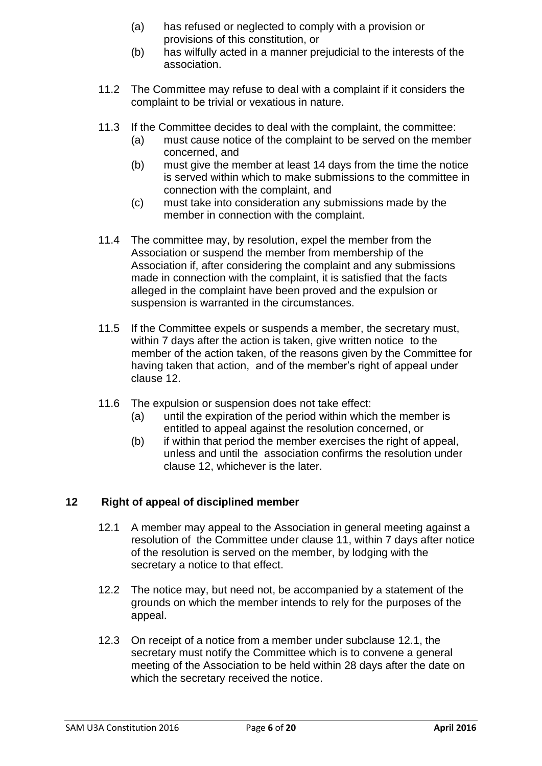(a) has refused or neglected to comply with a provision or provisions of this constitution, or

(b) has wilfully acted in a manner prejudicial to the interests of the association.

11.2 The Committee may refuse to deal with a complaint if it considers the complaint to be trivial or vexatious in nature.

11.3 If the Committee decides to deal with the complaint, the committee:

(a) must cause notice of the complaint to be served on the member concerned, and

(b) must give the member at least 14 days from the time the notice is served within which to make submissions to the committee in connection with the complaint, and

(c) must take into consideration any submissions made by the member in connection with the complaint.

11.4 The committee may, by resolution, expel the member from the Association or suspend the member from membership of the Association if, after considering the complaint and any submissions made in connection with the complaint, it is satisfied that the facts alleged in the complaint have been proved and the expulsion or suspension is warranted in the circumstances.

11.5 If the Committee expels or suspends a member, the secretary must, within 7 days after the action is taken, give written notice to the member of the action taken, of the reasons given by the Committee for having taken that action, and of the member's right of appeal under clause 12.

11.6 The expulsion or suspension does not take effect:

(a) until the expiration of the period within which the member is entitled to appeal against the resolution concerned, or

(b) if within that period the member exercises the right of appeal, unless and until the association confirms the resolution under clause 12, whichever is the later.

## 12 Right of appeal of disciplined member

12.1 A member may appeal to the Association in general meeting against a resolution of the Committee under clause 11, within 7 days after notice of the resolution is served on the member, by lodging with the secretary a notice to that effect.

12.2 The notice may, but need not, be accompanied by a statement of the grounds on which the member intends to rely for the purposes of the appeal.

12.3 On receipt of a notice from a member under subclause 12.1, the secretary must notify the Committee which is to convene a general meeting of the Association to be held within 28 days after the date on which the secretary received the notice.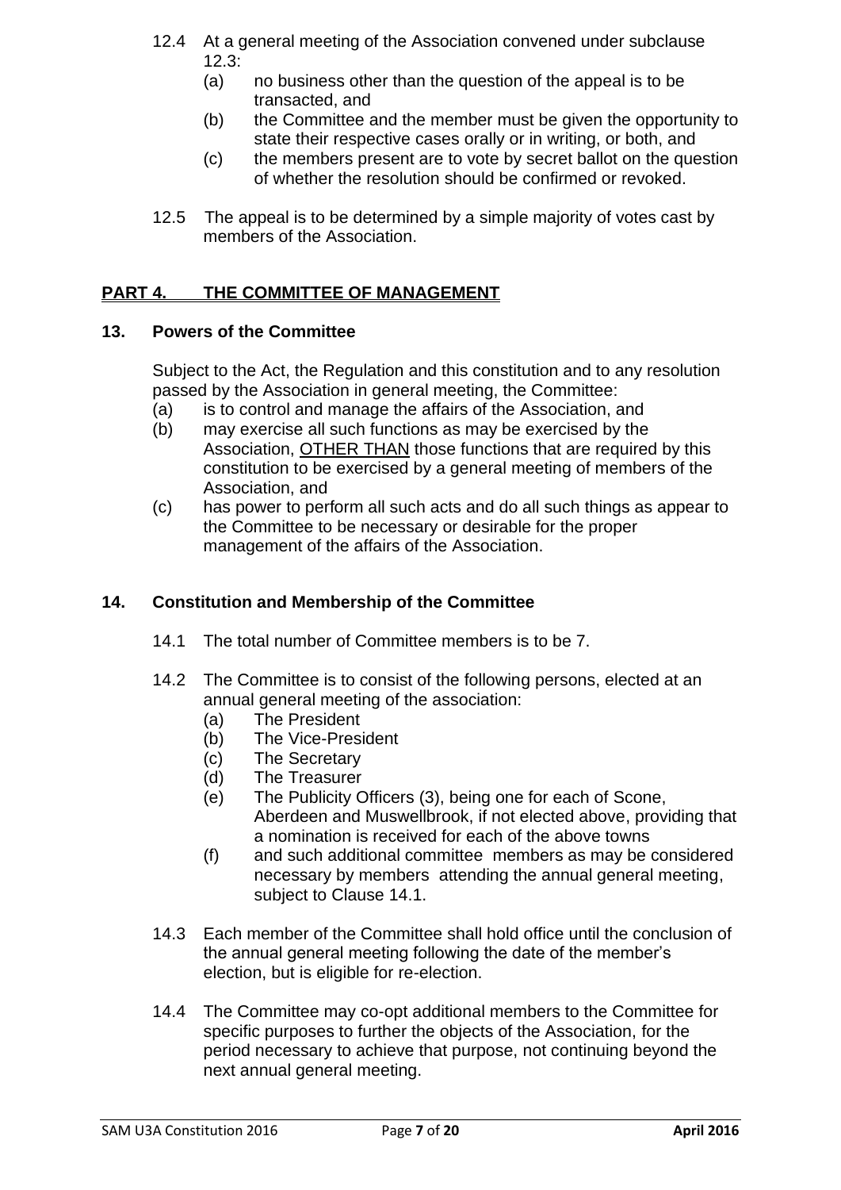12.4 At a general meeting of the Association convened under subclause 12.3:

(a) no business other than the question of the appeal is to be transacted, and

(b) the Committee and the member must be given the opportunity to state their respective cases orally or in writing, or both, and

(c) the members present are to vote by secret ballot on the question of whether the resolution should be confirmed or revoked.

12.5 The appeal is to be determined by a simple majority of votes cast by members of the Association.

## PART 4. THE COMMITTEE OF MANAGEMENT

### 13. Powers of the Committee

Subject to the Act, the Regulation and this constitution and to any resolution passed by the Association in general meeting, the Committee:

(a) is to control and manage the affairs of the Association, and

(b) may exercise all such functions as may be exercised by the Association, OTHER THAN those functions that are required by this constitution to be exercised by a general meeting of members of the Association, and

(c) has power to perform all such acts and do all such things as appear to the Committee to be necessary or desirable for the proper management of the affairs of the Association.

### 14. Constitution and Membership of the Committee

14.1 The total number of Committee members is to be 7.

14.2 The Committee is to consist of the following persons, elected at an annual general meeting of the association:

(a) The President

(b) The Vice-President

(c) The Secretary

(d) The Treasurer

(e) The Publicity Officers (3), being one for each of Scone, Aberdeen and Muswellbrook, if not elected above, providing that a nomination is received for each of the above towns

(f) and such additional committee members as may be considered necessary by members attending the annual general meeting, subject to Clause 14.1.

14.3 Each member of the Committee shall hold office until the conclusion of the annual general meeting following the date of the member's election, but is eligible for re-election.

14.4 The Committee may co-opt additional members to the Committee for specific purposes to further the objects of the Association, for the period necessary to achieve that purpose, not continuing beyond the next annual general meeting.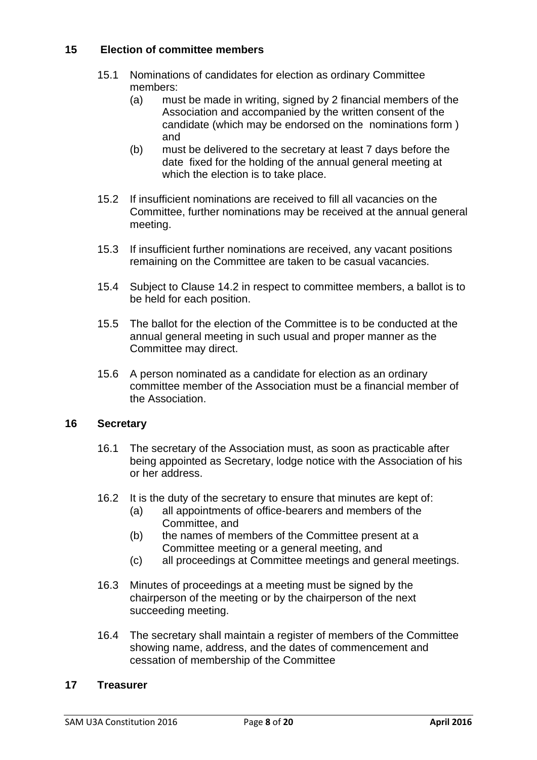## 15 Election of committee members

15.1 Nominations of candidates for election as ordinary Committee members:

(a) must be made in writing, signed by 2 financial members of the Association and accompanied by the written consent of the candidate (which may be endorsed on the nominations form ) and

(b) must be delivered to the secretary at least 7 days before the date fixed for the holding of the annual general meeting at which the election is to take place.

15.2 If insufficient nominations are received to fill all vacancies on the Committee, further nominations may be received at the annual general meeting.

15.3 If insufficient further nominations are received, any vacant positions remaining on the Committee are taken to be casual vacancies.

15.4 Subject to Clause 14.2 in respect to committee members, a ballot is to be held for each position.

15.5 The ballot for the election of the Committee is to be conducted at the annual general meeting in such usual and proper manner as the Committee may direct.

15.6 A person nominated as a candidate for election as an ordinary committee member of the Association must be a financial member of the Association.

## 16 Secretary

16.1 The secretary of the Association must, as soon as practicable after being appointed as Secretary, lodge notice with the Association of his or her address.

16.2 It is the duty of the secretary to ensure that minutes are kept of:

(a) all appointments of office-bearers and members of the Committee, and

(b) the names of members of the Committee present at a Committee meeting or a general meeting, and

(c) all proceedings at Committee meetings and general meetings.

16.3 Minutes of proceedings at a meeting must be signed by the chairperson of the meeting or by the chairperson of the next succeeding meeting.

16.4 The secretary shall maintain a register of members of the Committee showing name, address, and the dates of commencement and cessation of membership of the Committee

## 17 Treasurer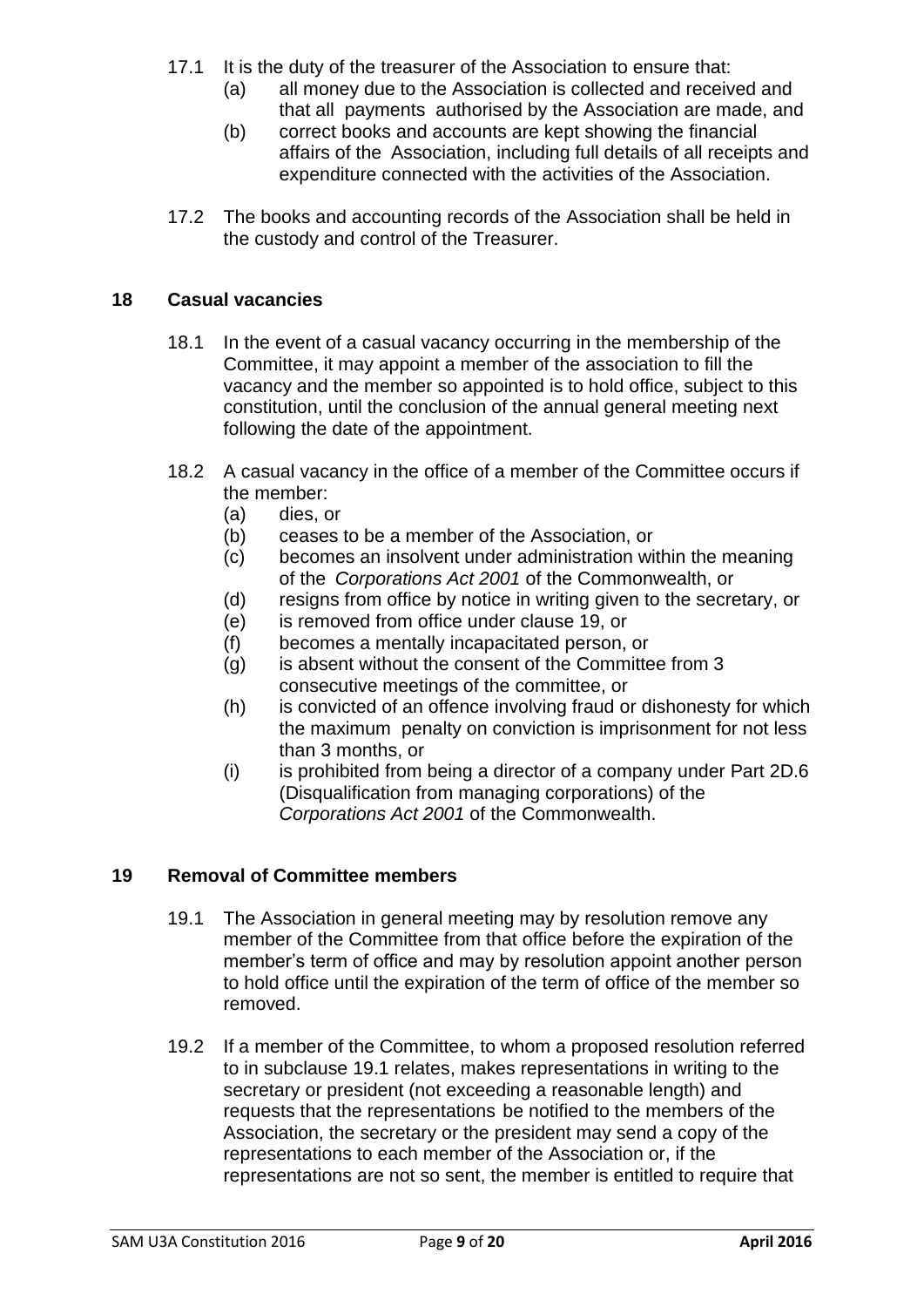17.1 It is the duty of the treasurer of the Association to ensure that:

- (a) all money due to the Association is collected and received and that all payments authorised by the Association are made, and
- (b) correct books and accounts are kept showing the financial affairs of the Association, including full details of all receipts and expenditure connected with the activities of the Association.

17.2 The books and accounting records of the Association shall be held in the custody and control of the Treasurer.

## 18 Casual vacancies

18.1 In the event of a casual vacancy occurring in the membership of the Committee, it may appoint a member of the association to fill the vacancy and the member so appointed is to hold office, subject to this constitution, until the conclusion of the annual general meeting next following the date of the appointment.

18.2 A casual vacancy in the office of a member of the Committee occurs if the member:

- (a) dies, or
- (b) ceases to be a member of the Association, or
- (c) becomes an insolvent under administration within the meaning of the *Corporations Act 2001* of the Commonwealth, or
- (d) resigns from office by notice in writing given to the secretary, or
- (e) is removed from office under clause 19, or
- (f) becomes a mentally incapacitated person, or
- (g) is absent without the consent of the Committee from 3 consecutive meetings of the committee, or
- (h) is convicted of an offence involving fraud or dishonesty for which the maximum penalty on conviction is imprisonment for not less than 3 months, or
- (i) is prohibited from being a director of a company under Part 2D.6 (Disqualification from managing corporations) of the *Corporations Act 2001* of the Commonwealth.

## 19 Removal of Committee members

19.1 The Association in general meeting may by resolution remove any member of the Committee from that office before the expiration of the member's term of office and may by resolution appoint another person to hold office until the expiration of the term of office of the member so removed.

19.2 If a member of the Committee, to whom a proposed resolution referred to in subclause 19.1 relates, makes representations in writing to the secretary or president (not exceeding a reasonable length) and requests that the representations be notified to the members of the Association, the secretary or the president may send a copy of the representations to each member of the Association or, if the representations are not so sent, the member is entitled to require that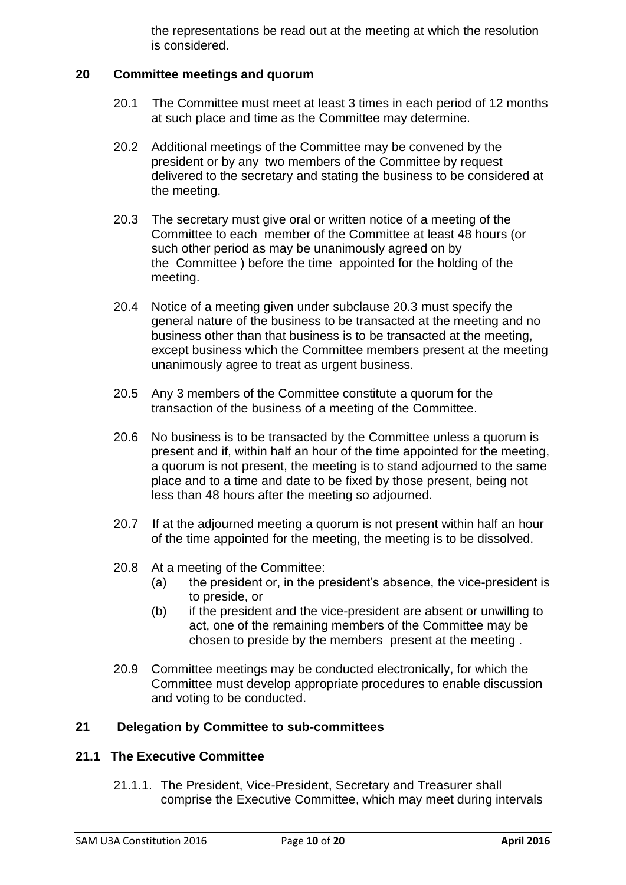the representations be read out at the meeting at which the resolution is considered.

## 20 Committee meetings and quorum

20.1 The Committee must meet at least 3 times in each period of 12 months at such place and time as the Committee may determine.

20.2 Additional meetings of the Committee may be convened by the president or by any two members of the Committee by request delivered to the secretary and stating the business to be considered at the meeting.

20.3 The secretary must give oral or written notice of a meeting of the Committee to each member of the Committee at least 48 hours (or such other period as may be unanimously agreed on by the Committee ) before the time appointed for the holding of the meeting.

20.4 Notice of a meeting given under subclause 20.3 must specify the general nature of the business to be transacted at the meeting and no business other than that business is to be transacted at the meeting, except business which the Committee members present at the meeting unanimously agree to treat as urgent business.

20.5 Any 3 members of the Committee constitute a quorum for the transaction of the business of a meeting of the Committee.

20.6 No business is to be transacted by the Committee unless a quorum is present and if, within half an hour of the time appointed for the meeting, a quorum is not present, the meeting is to stand adjourned to the same place and to a time and date to be fixed by those present, being not less than 48 hours after the meeting so adjourned.

20.7 If at the adjourned meeting a quorum is not present within half an hour of the time appointed for the meeting, the meeting is to be dissolved.

20.8 At a meeting of the Committee:

(a) the president or, in the president's absence, the vice-president is to preside, or

(b) if the president and the vice-president are absent or unwilling to act, one of the remaining members of the Committee may be chosen to preside by the members present at the meeting .

20.9 Committee meetings may be conducted electronically, for which the Committee must develop appropriate procedures to enable discussion and voting to be conducted.

## 21 Delegation by Committee to sub-committees

### 21.1 The Executive Committee

21.1.1. The President, Vice-President, Secretary and Treasurer shall comprise the Executive Committee, which may meet during intervals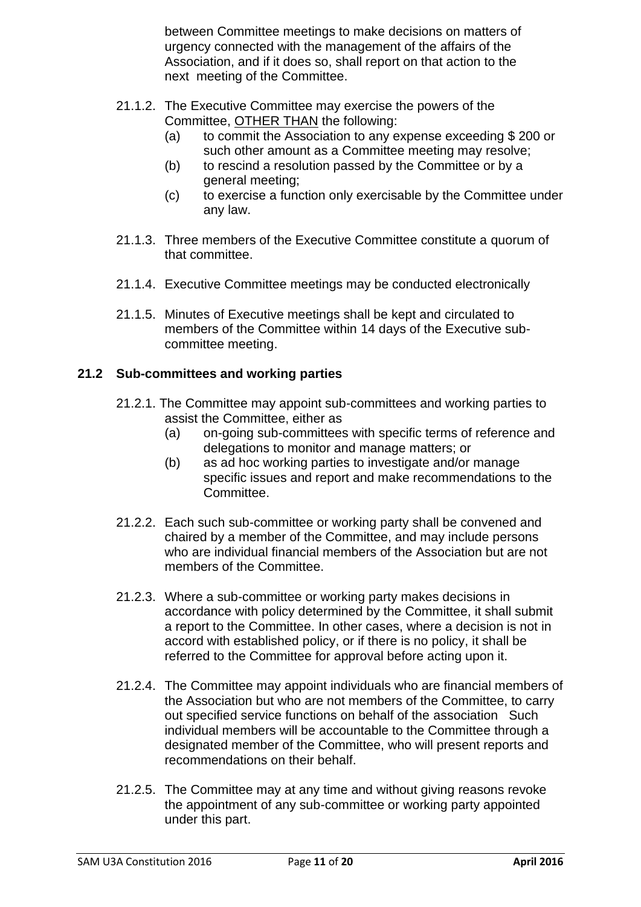between Committee meetings to make decisions on matters of urgency connected with the management of the affairs of the Association, and if it does so, shall report on that action to the next meeting of the Committee.

21.1.2. The Executive Committee may exercise the powers of the Committee, <u>OTHER THAN</u> the following:
- (a) to commit the Association to any expense exceeding $ 200 or such other amount as a Committee meeting may resolve;
- (b) to rescind a resolution passed by the Committee or by a general meeting;
- (c) to exercise a function only exercisable by the Committee under any law.

21.1.3. Three members of the Executive Committee constitute a quorum of that committee.

21.1.4. Executive Committee meetings may be conducted electronically

21.1.5. Minutes of Executive meetings shall be kept and circulated to members of the Committee within 14 days of the Executive sub-committee meeting.

## 21.2 Sub-committees and working parties

21.2.1. The Committee may appoint sub-committees and working parties to assist the Committee, either as
- (a) on-going sub-committees with specific terms of reference and delegations to monitor and manage matters; or
- (b) as ad hoc working parties to investigate and/or manage specific issues and report and make recommendations to the Committee.

21.2.2. Each such sub-committee or working party shall be convened and chaired by a member of the Committee, and may include persons who are individual financial members of the Association but are not members of the Committee.

21.2.3. Where a sub-committee or working party makes decisions in accordance with policy determined by the Committee, it shall submit a report to the Committee. In other cases, where a decision is not in accord with established policy, or if there is no policy, it shall be referred to the Committee for approval before acting upon it.

21.2.4. The Committee may appoint individuals who are financial members of the Association but who are not members of the Committee, to carry out specified service functions on behalf of the association Such individual members will be accountable to the Committee through a designated member of the Committee, who will present reports and recommendations on their behalf.

21.2.5. The Committee may at any time and without giving reasons revoke the appointment of any sub-committee or working party appointed under this part.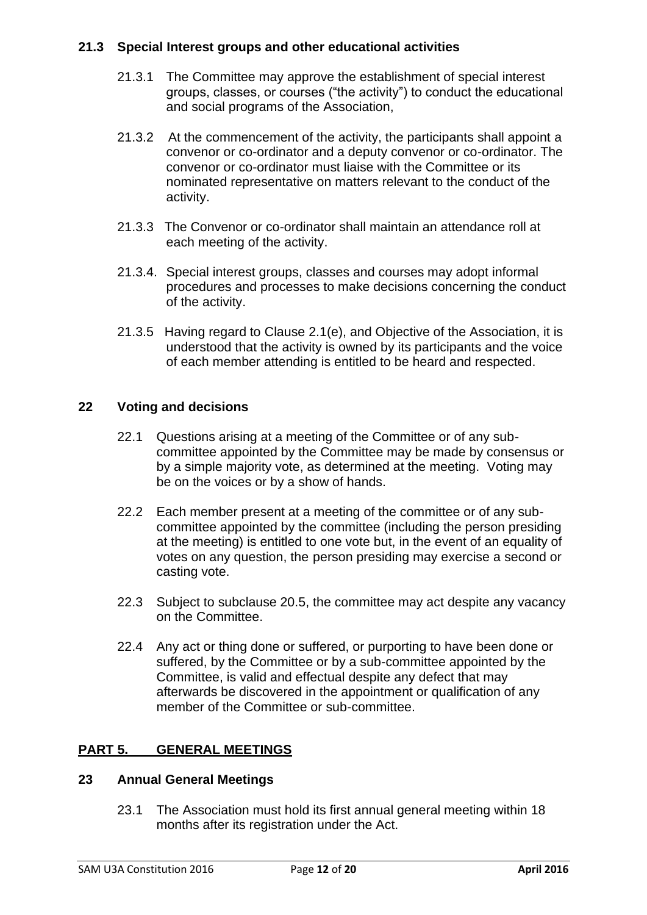### 21.3 Special Interest groups and other educational activities

21.3.1 The Committee may approve the establishment of special interest groups, classes, or courses ("the activity") to conduct the educational and social programs of the Association,

21.3.2 At the commencement of the activity, the participants shall appoint a convenor or co-ordinator and a deputy convenor or co-ordinator. The convenor or co-ordinator must liaise with the Committee or its nominated representative on matters relevant to the conduct of the activity.

21.3.3 The Convenor or co-ordinator shall maintain an attendance roll at each meeting of the activity.

21.3.4. Special interest groups, classes and courses may adopt informal procedures and processes to make decisions concerning the conduct of the activity.

21.3.5 Having regard to Clause 2.1(e), and Objective of the Association, it is understood that the activity is owned by its participants and the voice of each member attending is entitled to be heard and respected.

### 22 Voting and decisions

22.1 Questions arising at a meeting of the Committee or of any sub-committee appointed by the Committee may be made by consensus or by a simple majority vote, as determined at the meeting. Voting may be on the voices or by a show of hands.

22.2 Each member present at a meeting of the committee or of any sub-committee appointed by the committee (including the person presiding at the meeting) is entitled to one vote but, in the event of an equality of votes on any question, the person presiding may exercise a second or casting vote.

22.3 Subject to subclause 20.5, the committee may act despite any vacancy on the Committee.

22.4 Any act or thing done or suffered, or purporting to have been done or suffered, by the Committee or by a sub-committee appointed by the Committee, is valid and effectual despite any defect that may afterwards be discovered in the appointment or qualification of any member of the Committee or sub-committee.

## PART 5. GENERAL MEETINGS

### 23 Annual General Meetings

23.1 The Association must hold its first annual general meeting within 18 months after its registration under the Act.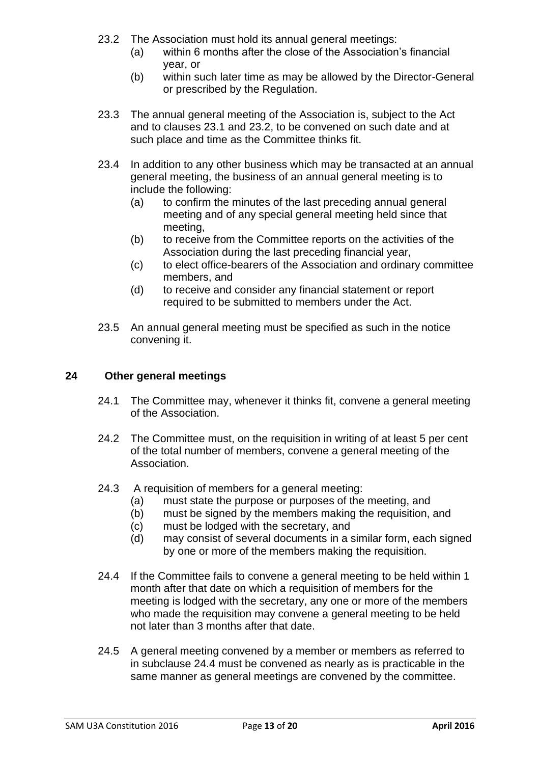23.2 The Association must hold its annual general meetings:
   (a) within 6 months after the close of the Association's financial year, or
   (b) within such later time as may be allowed by the Director-General or prescribed by the Regulation.

23.3 The annual general meeting of the Association is, subject to the Act and to clauses 23.1 and 23.2, to be convened on such date and at such place and time as the Committee thinks fit.

23.4 In addition to any other business which may be transacted at an annual general meeting, the business of an annual general meeting is to include the following:
   (a) to confirm the minutes of the last preceding annual general meeting and of any special general meeting held since that meeting,
   (b) to receive from the Committee reports on the activities of the Association during the last preceding financial year,
   (c) to elect office-bearers of the Association and ordinary committee members, and
   (d) to receive and consider any financial statement or report required to be submitted to members under the Act.

23.5 An annual general meeting must be specified as such in the notice convening it.

## 24 Other general meetings

24.1 The Committee may, whenever it thinks fit, convene a general meeting of the Association.

24.2 The Committee must, on the requisition in writing of at least 5 per cent of the total number of members, convene a general meeting of the Association.

24.3 A requisition of members for a general meeting:
   (a) must state the purpose or purposes of the meeting, and
   (b) must be signed by the members making the requisition, and
   (c) must be lodged with the secretary, and
   (d) may consist of several documents in a similar form, each signed by one or more of the members making the requisition.

24.4 If the Committee fails to convene a general meeting to be held within 1 month after that date on which a requisition of members for the meeting is lodged with the secretary, any one or more of the members who made the requisition may convene a general meeting to be held not later than 3 months after that date.

24.5 A general meeting convened by a member or members as referred to in subclause 24.4 must be convened as nearly as is practicable in the same manner as general meetings are convened by the committee.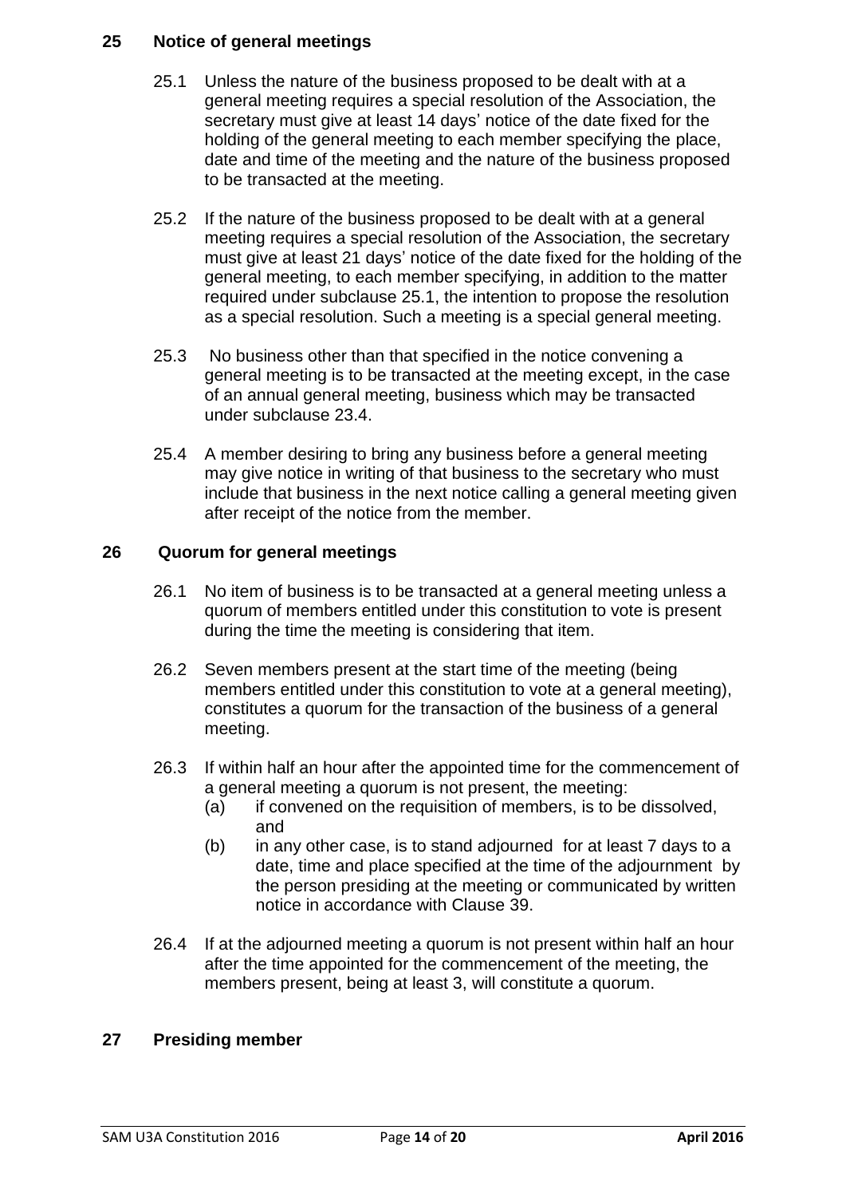## 25 Notice of general meetings

25.1 Unless the nature of the business proposed to be dealt with at a general meeting requires a special resolution of the Association, the secretary must give at least 14 days' notice of the date fixed for the holding of the general meeting to each member specifying the place, date and time of the meeting and the nature of the business proposed to be transacted at the meeting.

25.2 If the nature of the business proposed to be dealt with at a general meeting requires a special resolution of the Association, the secretary must give at least 21 days' notice of the date fixed for the holding of the general meeting, to each member specifying, in addition to the matter required under subclause 25.1, the intention to propose the resolution as a special resolution. Such a meeting is a special general meeting.

25.3 No business other than that specified in the notice convening a general meeting is to be transacted at the meeting except, in the case of an annual general meeting, business which may be transacted under subclause 23.4.

25.4 A member desiring to bring any business before a general meeting may give notice in writing of that business to the secretary who must include that business in the next notice calling a general meeting given after receipt of the notice from the member.

## 26 Quorum for general meetings

26.1 No item of business is to be transacted at a general meeting unless a quorum of members entitled under this constitution to vote is present during the time the meeting is considering that item.

26.2 Seven members present at the start time of the meeting (being members entitled under this constitution to vote at a general meeting), constitutes a quorum for the transaction of the business of a general meeting.

26.3 If within half an hour after the appointed time for the commencement of a general meeting a quorum is not present, the meeting:

(a) if convened on the requisition of members, is to be dissolved, and

(b) in any other case, is to stand adjourned for at least 7 days to a date, time and place specified at the time of the adjournment by the person presiding at the meeting or communicated by written notice in accordance with Clause 39.

26.4 If at the adjourned meeting a quorum is not present within half an hour after the time appointed for the commencement of the meeting, the members present, being at least 3, will constitute a quorum.

## 27 Presiding member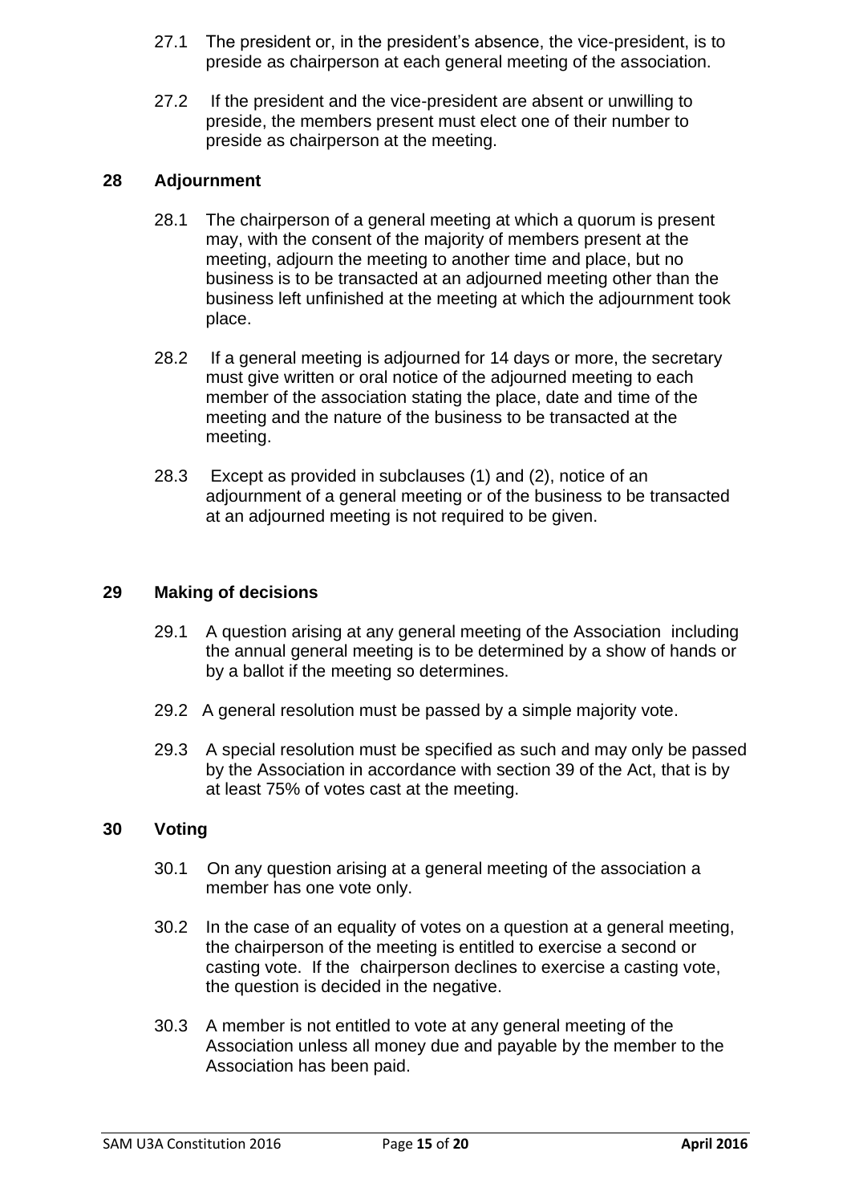27.1 The president or, in the president's absence, the vice-president, is to preside as chairperson at each general meeting of the association.

27.2 If the president and the vice-president are absent or unwilling to preside, the members present must elect one of their number to preside as chairperson at the meeting.

## 28 Adjournment

28.1 The chairperson of a general meeting at which a quorum is present may, with the consent of the majority of members present at the meeting, adjourn the meeting to another time and place, but no business is to be transacted at an adjourned meeting other than the business left unfinished at the meeting at which the adjournment took place.

28.2 If a general meeting is adjourned for 14 days or more, the secretary must give written or oral notice of the adjourned meeting to each member of the association stating the place, date and time of the meeting and the nature of the business to be transacted at the meeting.

28.3 Except as provided in subclauses (1) and (2), notice of an adjournment of a general meeting or of the business to be transacted at an adjourned meeting is not required to be given.

## 29 Making of decisions

29.1 A question arising at any general meeting of the Association including the annual general meeting is to be determined by a show of hands or by a ballot if the meeting so determines.

29.2 A general resolution must be passed by a simple majority vote.

29.3 A special resolution must be specified as such and may only be passed by the Association in accordance with section 39 of the Act, that is by at least 75% of votes cast at the meeting.

## 30 Voting

30.1 On any question arising at a general meeting of the association a member has one vote only.

30.2 In the case of an equality of votes on a question at a general meeting, the chairperson of the meeting is entitled to exercise a second or casting vote. If the chairperson declines to exercise a casting vote, the question is decided in the negative.

30.3 A member is not entitled to vote at any general meeting of the Association unless all money due and payable by the member to the Association has been paid.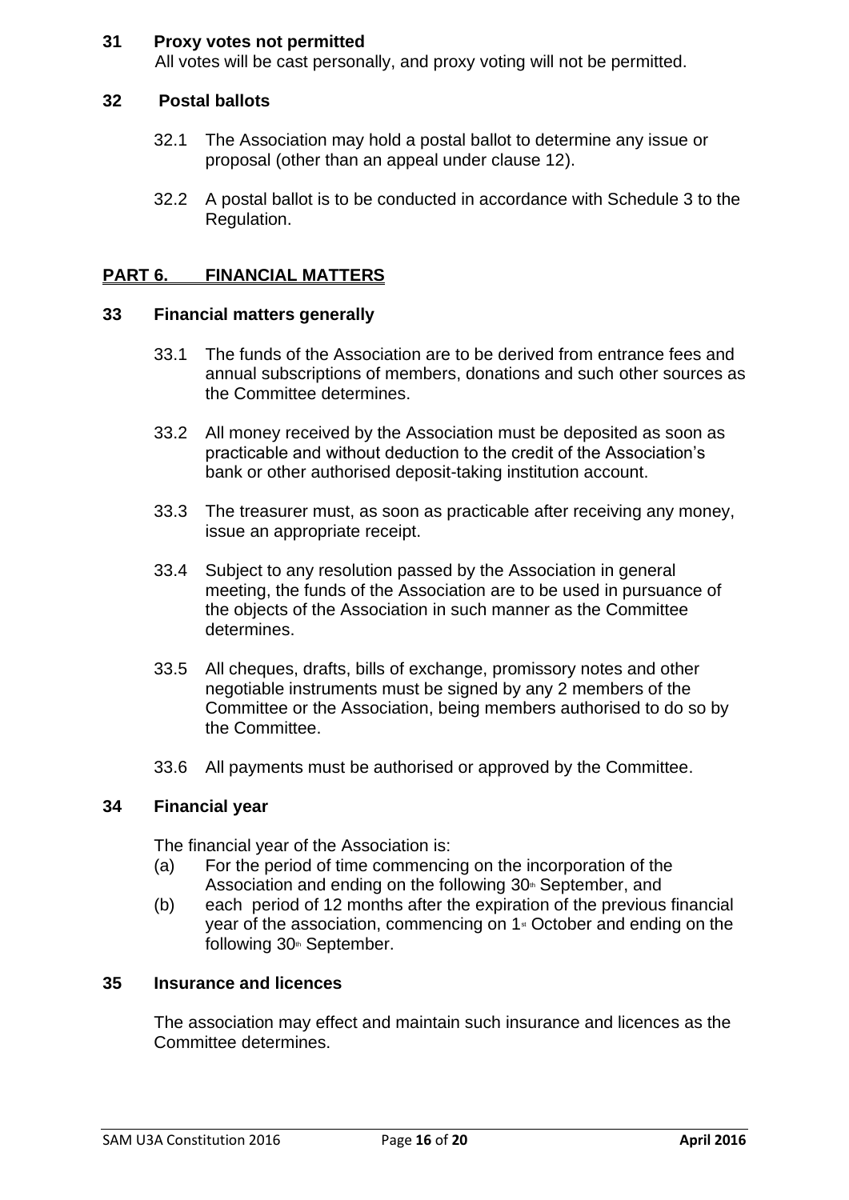### 31 Proxy votes not permitted

All votes will be cast personally, and proxy voting will not be permitted.

### 32 Postal ballots

32.1 The Association may hold a postal ballot to determine any issue or proposal (other than an appeal under clause 12).

32.2 A postal ballot is to be conducted in accordance with Schedule 3 to the Regulation.

## PART 6. FINANCIAL MATTERS

### 33 Financial matters generally

33.1 The funds of the Association are to be derived from entrance fees and annual subscriptions of members, donations and such other sources as the Committee determines.

33.2 All money received by the Association must be deposited as soon as practicable and without deduction to the credit of the Association's bank or other authorised deposit-taking institution account.

33.3 The treasurer must, as soon as practicable after receiving any money, issue an appropriate receipt.

33.4 Subject to any resolution passed by the Association in general meeting, the funds of the Association are to be used in pursuance of the objects of the Association in such manner as the Committee determines.

33.5 All cheques, drafts, bills of exchange, promissory notes and other negotiable instruments must be signed by any 2 members of the Committee or the Association, being members authorised to do so by the Committee.

33.6 All payments must be authorised or approved by the Committee.

### 34 Financial year

The financial year of the Association is:

(a) For the period of time commencing on the incorporation of the Association and ending on the following 30th September, and

(b) each period of 12 months after the expiration of the previous financial year of the association, commencing on 1st October and ending on the following 30th September.

### 35 Insurance and licences

The association may effect and maintain such insurance and licences as the Committee determines.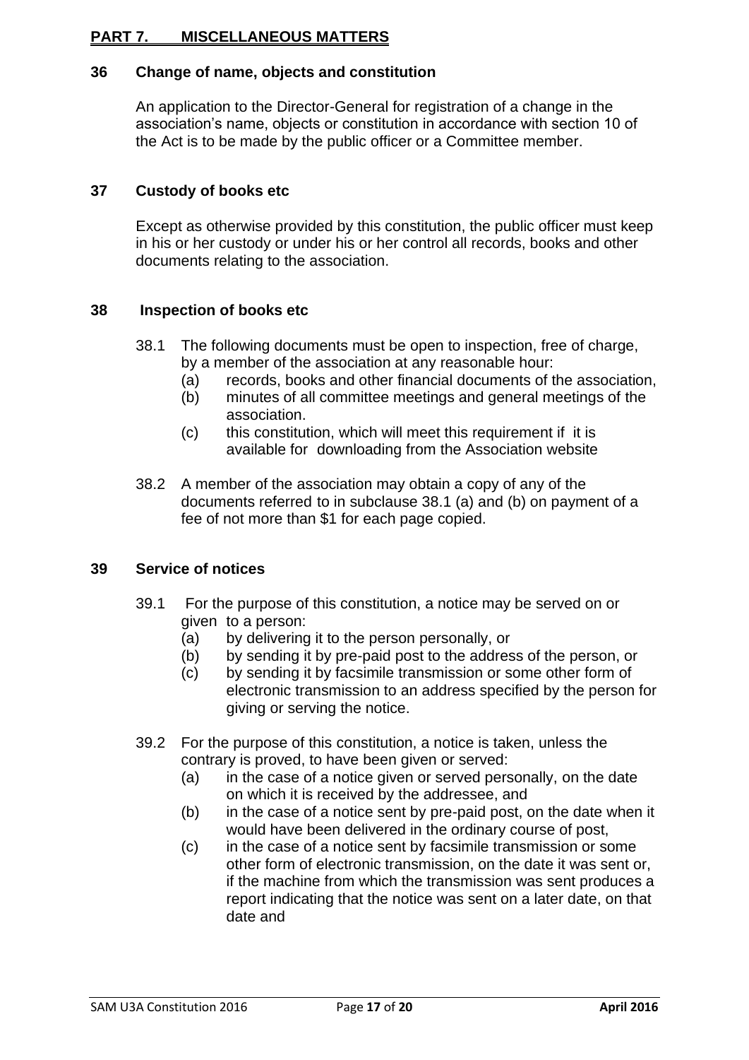## PART 7. MISCELLANEOUS MATTERS

### 36 Change of name, objects and constitution

An application to the Director-General for registration of a change in the association's name, objects or constitution in accordance with section 10 of the Act is to be made by the public officer or a Committee member.

### 37 Custody of books etc

Except as otherwise provided by this constitution, the public officer must keep in his or her custody or under his or her control all records, books and other documents relating to the association.

### 38 Inspection of books etc

38.1 The following documents must be open to inspection, free of charge, by a member of the association at any reasonable hour:

- (a) records, books and other financial documents of the association,
- (b) minutes of all committee meetings and general meetings of the association.
- (c) this constitution, which will meet this requirement if it is available for downloading from the Association website

38.2 A member of the association may obtain a copy of any of the documents referred to in subclause 38.1 (a) and (b) on payment of a fee of not more than $1 for each page copied.

### 39 Service of notices

39.1 For the purpose of this constitution, a notice may be served on or given to a person:

- (a) by delivering it to the person personally, or
- (b) by sending it by pre-paid post to the address of the person, or
- (c) by sending it by facsimile transmission or some other form of electronic transmission to an address specified by the person for giving or serving the notice.

39.2 For the purpose of this constitution, a notice is taken, unless the contrary is proved, to have been given or served:

- (a) in the case of a notice given or served personally, on the date on which it is received by the addressee, and
- (b) in the case of a notice sent by pre-paid post, on the date when it would have been delivered in the ordinary course of post,
- (c) in the case of a notice sent by facsimile transmission or some other form of electronic transmission, on the date it was sent or, if the machine from which the transmission was sent produces a report indicating that the notice was sent on a later date, on that date and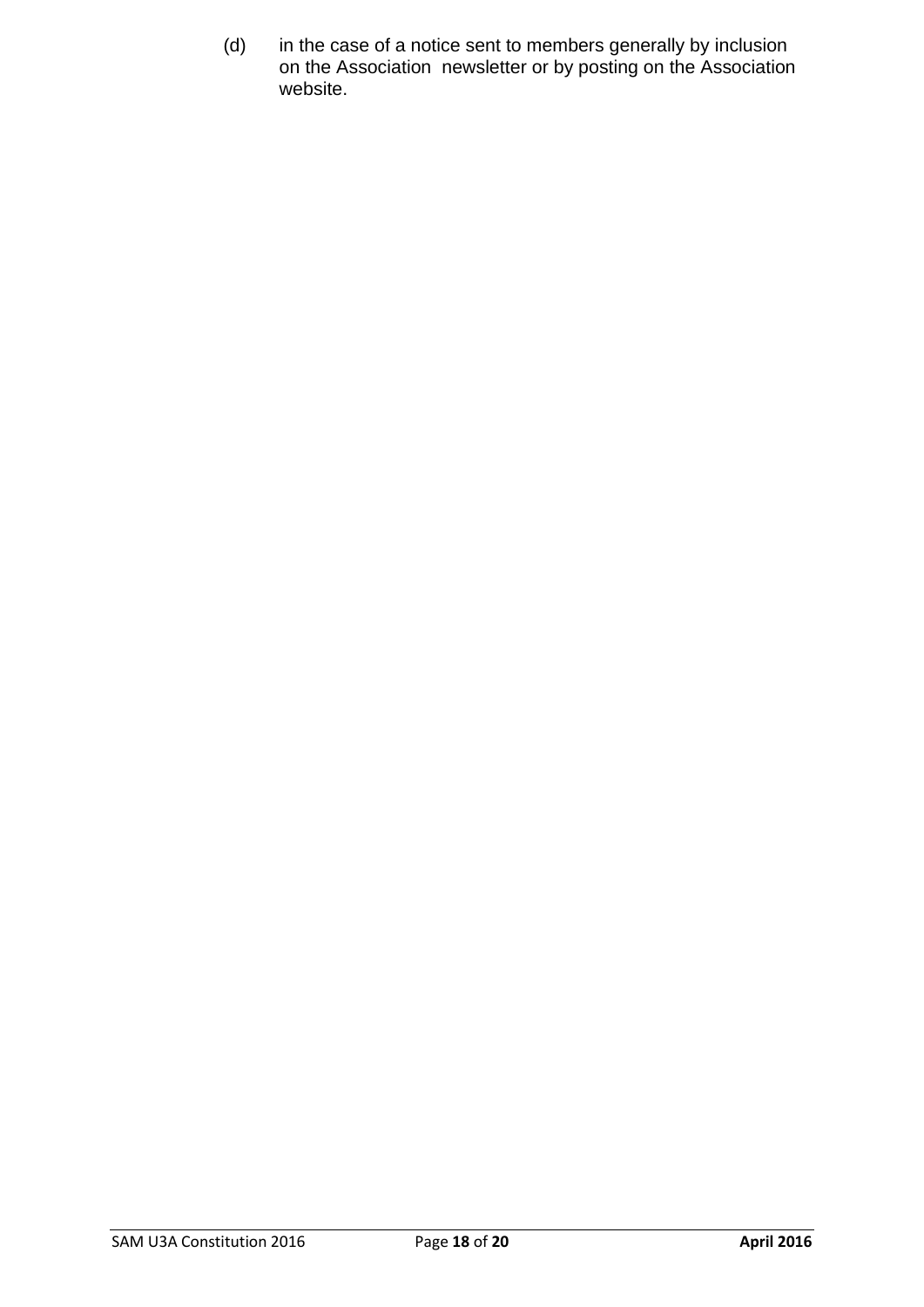(d) in the case of a notice sent to members generally by inclusion on the Association newsletter or by posting on the Association website.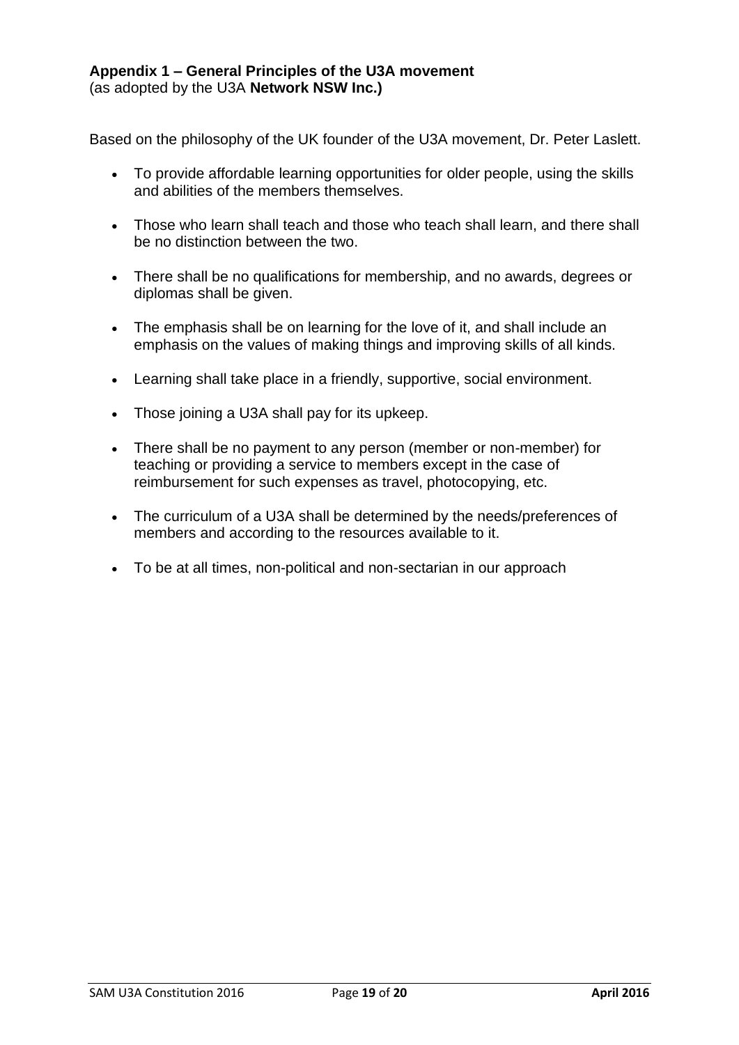**Appendix 1 – General Principles of the U3A movement**
(as adopted by the U3A **Network NSW Inc.)**

Based on the philosophy of the UK founder of the U3A movement, Dr. Peter Laslett.

- To provide affordable learning opportunities for older people, using the skills and abilities of the members themselves.
- Those who learn shall teach and those who teach shall learn, and there shall be no distinction between the two.
- There shall be no qualifications for membership, and no awards, degrees or diplomas shall be given.
- The emphasis shall be on learning for the love of it, and shall include an emphasis on the values of making things and improving skills of all kinds.
- Learning shall take place in a friendly, supportive, social environment.
- Those joining a U3A shall pay for its upkeep.
- There shall be no payment to any person (member or non-member) for teaching or providing a service to members except in the case of reimbursement for such expenses as travel, photocopying, etc.
- The curriculum of a U3A shall be determined by the needs/preferences of members and according to the resources available to it.
- To be at all times, non-political and non-sectarian in our approach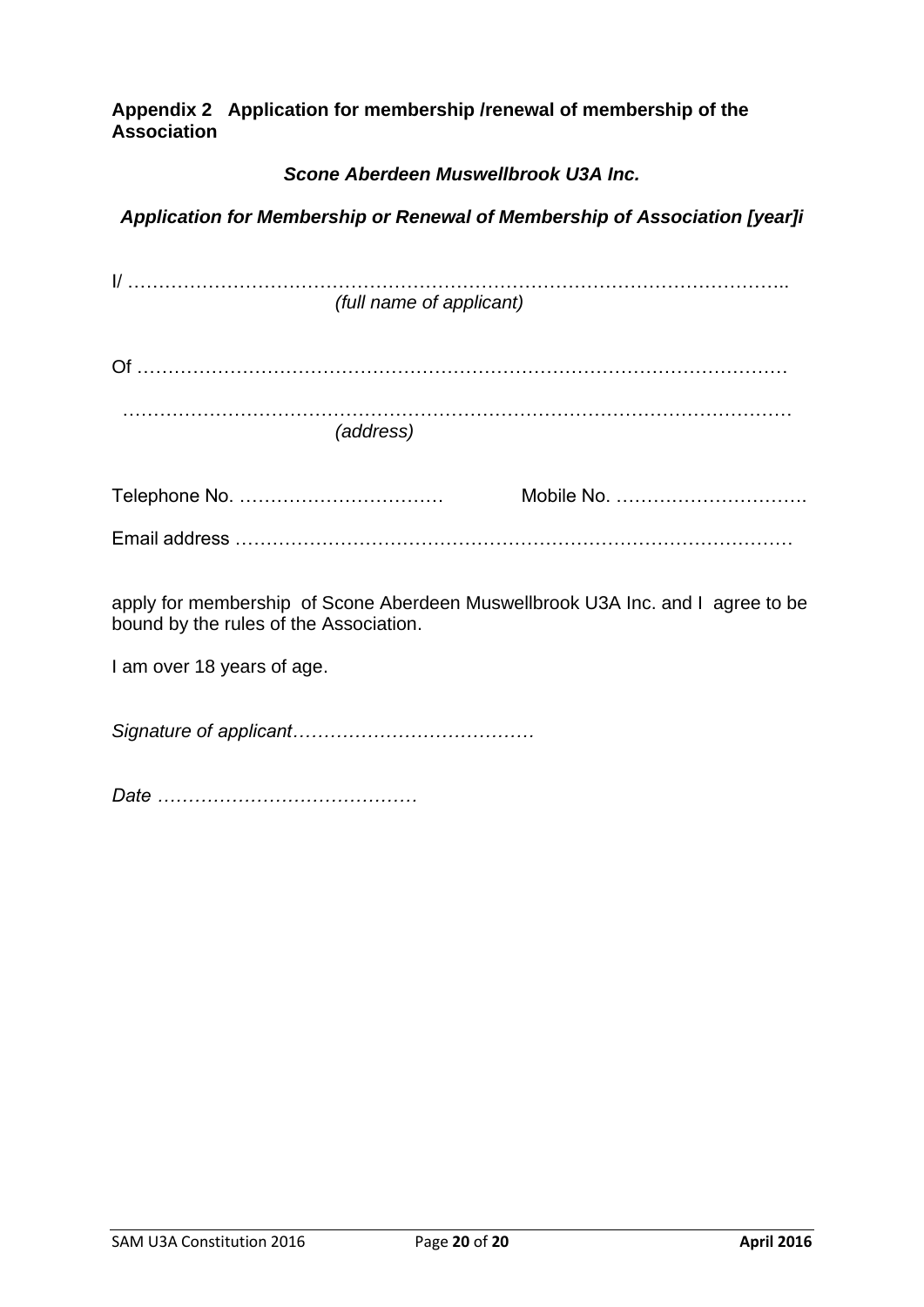**Appendix 2 Application for membership /renewal of membership of the Association**

***Scone Aberdeen Muswellbrook U3A Inc.***

***Application for Membership or Renewal of Membership of Association [year]i***

I/ …………………………………………………………………………………………..
*(full name of applicant)*

Of …………………………………………………………………………………………

…………………………………………………………………………………………
*(address)*

Telephone No. …………………………… Mobile No. ………………………….

Email address ………………………………………………………………………

apply for membership of Scone Aberdeen Muswellbrook U3A Inc. and I agree to be bound by the rules of the Association.

I am over 18 years of age.

*Signature of applicant…………………………………*

*Date ……………………………………*